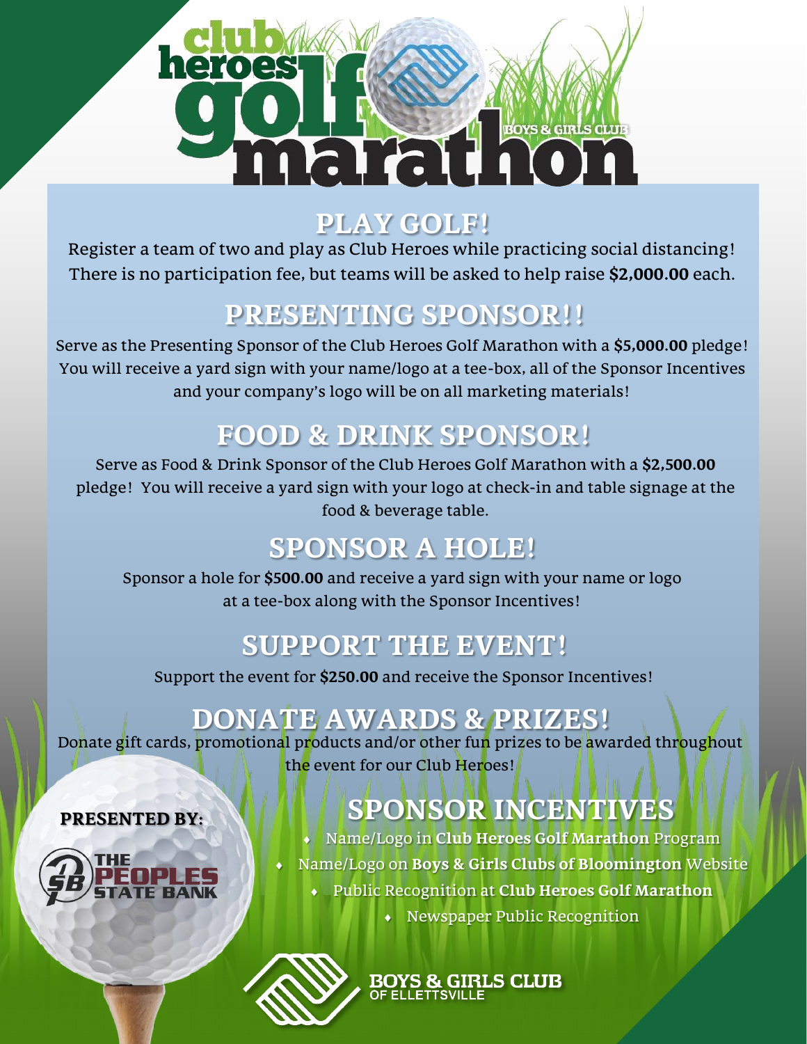# club heroes golf marathon

BOYS & GIRLS CLUB

## PLAY GOLF!

Register a team of two and play as Club Heroes while practicing social distancing! There is no participation fee, but teams will be asked to help raise **$2,000.00** each.

## PRESENTING SPONSOR!!

Serve as the Presenting Sponsor of the Club Heroes Golf Marathon with a **$5,000.00** pledge! You will receive a yard sign with your name/logo at a tee-box, all of the Sponsor Incentives and your company's logo will be on all marketing materials!

## FOOD & DRINK SPONSOR!

Serve as Food & Drink Sponsor of the Club Heroes Golf Marathon with a **$2,500.00** pledge! You will receive a yard sign with your logo at check-in and table signage at the food & beverage table.

## SPONSOR A HOLE!

Sponsor a hole for **$500.00** and receive a yard sign with your name or logo at a tee-box along with the Sponsor Incentives!

## SUPPORT THE EVENT!

Support the event for **$250.00** and receive the Sponsor Incentives!

## DONATE AWARDS & PRIZES!

Donate gift cards, promotional products and/or other fun prizes to be awarded throughout the event for our Club Heroes!

**PRESENTED BY:**

THE PEOPLES STATE BANK

## SPONSOR INCENTIVES

- Name/Logo in **Club Heroes Golf Marathon** Program
- Name/Logo on **Boys & Girls Clubs of Bloomington** Website
- Public Recognition at **Club Heroes Golf Marathon**
- Newspaper Public Recognition

BOYS & GIRLS CLUB OF ELLETTSVILLE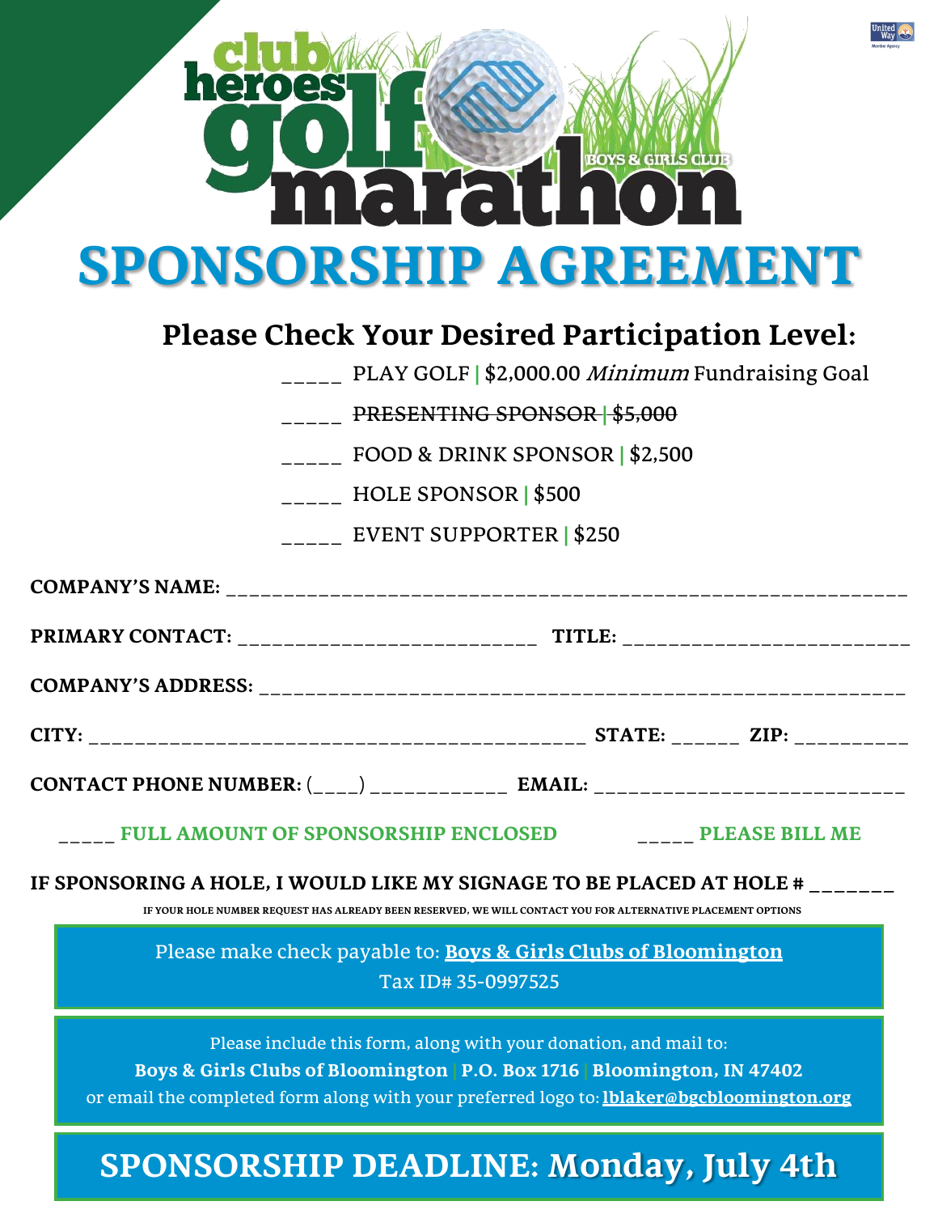club heroes golf marathon

BOYS & GIRLS CLUB

# SPONSORSHIP AGREEMENT

## Please Check Your Desired Participation Level:

_____ PLAY GOLF | $2,000.00 *Minimum* Fundraising Goal

_____ ~~PRESENTING SPONSOR | $5,000~~

_____ FOOD & DRINK SPONSOR | $2,500

_____ HOLE SPONSOR | $500

_____ EVENT SUPPORTER | $250

**COMPANY'S NAME:** ____________________________________________________________

**PRIMARY CONTACT:** ___________________________ **TITLE:** __________________________

**COMPANY'S ADDRESS:** _________________________________________________________

**CITY:** _____________________________________________ **STATE:** ______ **ZIP:** __________

**CONTACT PHONE NUMBER:** (____) ____________ **EMAIL:** ___________________________

_____ **FULL AMOUNT OF SPONSORSHIP ENCLOSED** _____ **PLEASE BILL ME**

**IF SPONSORING A HOLE, I WOULD LIKE MY SIGNAGE TO BE PLACED AT HOLE #** _______

**IF YOUR HOLE NUMBER REQUEST HAS ALREADY BEEN RESERVED, WE WILL CONTACT YOU FOR ALTERNATIVE PLACEMENT OPTIONS**

Please make check payable to: **Boys & Girls Clubs of Bloomington**
Tax ID# 35-0997525

Please include this form, along with your donation, and mail to:
**Boys & Girls Clubs of Bloomington | P.O. Box 1716 | Bloomington, IN 47402**
or email the completed form along with your preferred logo to: **lblaker@bgcbloomington.org**

## SPONSORSHIP DEADLINE: Monday, July 4th